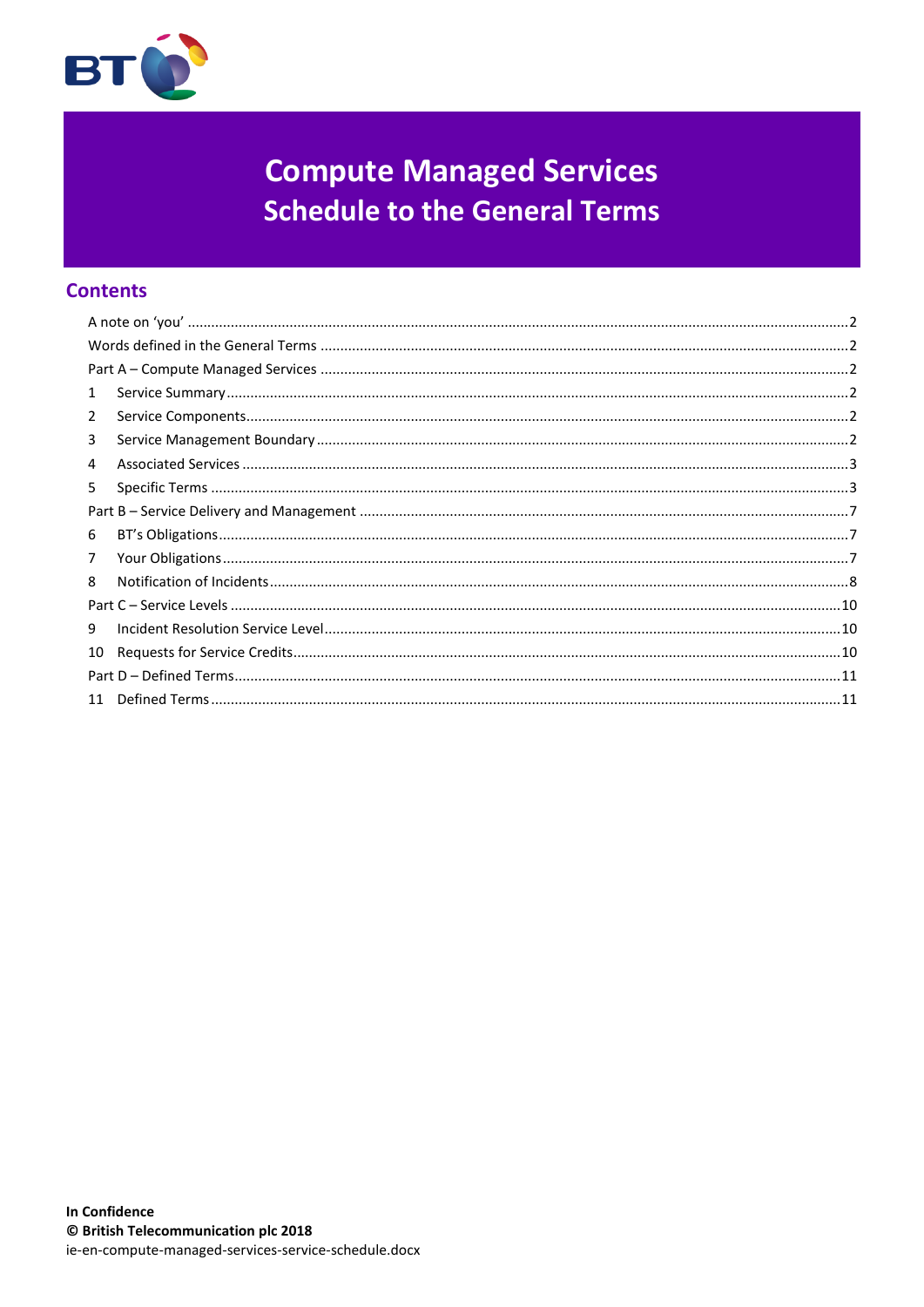# Compute Managed Services
## Schedule to the General Terms

## Contents

A note on 'you' ........ 2
Words defined in the General Terms ........ 2
Part A – Compute Managed Services ........ 2
1 Service Summary ........ 2
2 Service Components ........ 2
3 Service Management Boundary ........ 2
4 Associated Services ........ 3
5 Specific Terms ........ 3
Part B – Service Delivery and Management ........ 7
6 BT's Obligations ........ 7
7 Your Obligations ........ 7
8 Notification of Incidents ........ 8
Part C – Service Levels ........ 10
9 Incident Resolution Service Level ........ 10
10 Requests for Service Credits ........ 10
Part D – Defined Terms ........ 11
11 Defined Terms ........ 11

**In Confidence**
**© British Telecommunication plc 2018**
ie-en-compute-managed-services-service-schedule.docx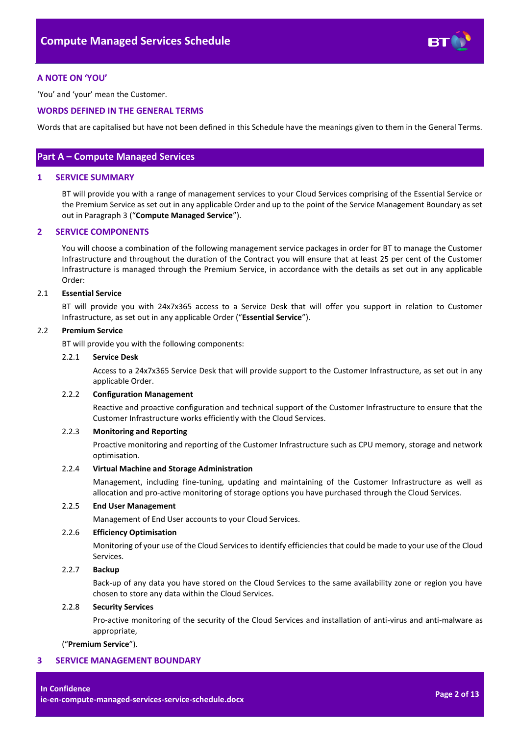## A NOTE ON 'YOU'

'You' and 'your' mean the Customer.

## WORDS DEFINED IN THE GENERAL TERMS

Words that are capitalised but have not been defined in this Schedule have the meanings given to them in the General Terms.

# Part A – Compute Managed Services

## 1 SERVICE SUMMARY

BT will provide you with a range of management services to your Cloud Services comprising of the Essential Service or the Premium Service as set out in any applicable Order and up to the point of the Service Management Boundary as set out in Paragraph 3 ("**Compute Managed Service**").

## 2 SERVICE COMPONENTS

You will choose a combination of the following management service packages in order for BT to manage the Customer Infrastructure and throughout the duration of the Contract you will ensure that at least 25 per cent of the Customer Infrastructure is managed through the Premium Service, in accordance with the details as set out in any applicable Order:

### 2.1 Essential Service

BT will provide you with 24x7x365 access to a Service Desk that will offer you support in relation to Customer Infrastructure, as set out in any applicable Order ("**Essential Service**").

### 2.2 Premium Service

BT will provide you with the following components:

#### 2.2.1 Service Desk

Access to a 24x7x365 Service Desk that will provide support to the Customer Infrastructure, as set out in any applicable Order.

#### 2.2.2 Configuration Management

Reactive and proactive configuration and technical support of the Customer Infrastructure to ensure that the Customer Infrastructure works efficiently with the Cloud Services.

#### 2.2.3 Monitoring and Reporting

Proactive monitoring and reporting of the Customer Infrastructure such as CPU memory, storage and network optimisation.

#### 2.2.4 Virtual Machine and Storage Administration

Management, including fine-tuning, updating and maintaining of the Customer Infrastructure as well as allocation and pro-active monitoring of storage options you have purchased through the Cloud Services.

#### 2.2.5 End User Management

Management of End User accounts to your Cloud Services.

#### 2.2.6 Efficiency Optimisation

Monitoring of your use of the Cloud Services to identify efficiencies that could be made to your use of the Cloud Services.

#### 2.2.7 Backup

Back-up of any data you have stored on the Cloud Services to the same availability zone or region you have chosen to store any data within the Cloud Services.

#### 2.2.8 Security Services

Pro-active monitoring of the security of the Cloud Services and installation of anti-virus and anti-malware as appropriate,

("**Premium Service**").

## 3 SERVICE MANAGEMENT BOUNDARY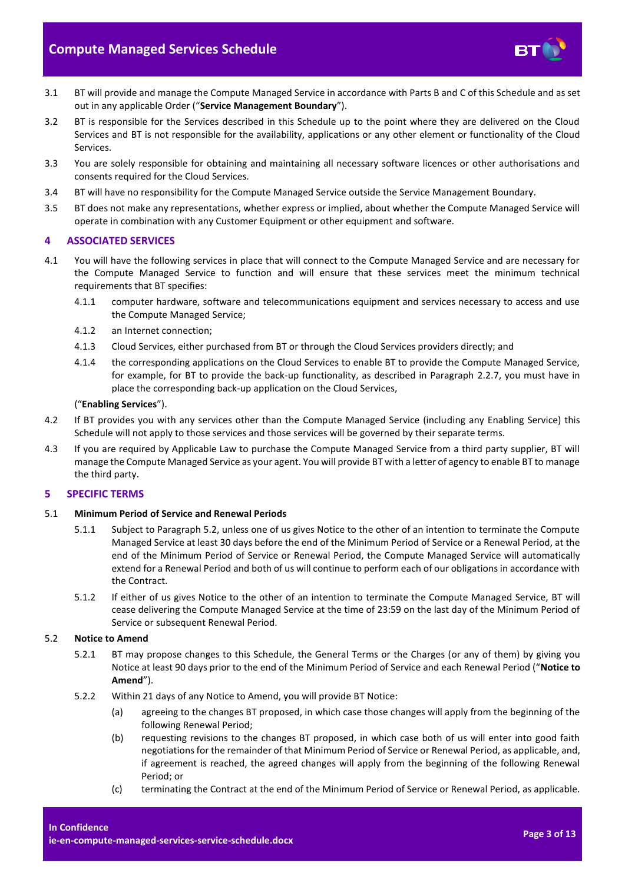3.1 BT will provide and manage the Compute Managed Service in accordance with Parts B and C of this Schedule and as set out in any applicable Order ("**Service Management Boundary**").

3.2 BT is responsible for the Services described in this Schedule up to the point where they are delivered on the Cloud Services and BT is not responsible for the availability, applications or any other element or functionality of the Cloud Services.

3.3 You are solely responsible for obtaining and maintaining all necessary software licences or other authorisations and consents required for the Cloud Services.

3.4 BT will have no responsibility for the Compute Managed Service outside the Service Management Boundary.

3.5 BT does not make any representations, whether express or implied, about whether the Compute Managed Service will operate in combination with any Customer Equipment or other equipment and software.

## 4 ASSOCIATED SERVICES

4.1 You will have the following services in place that will connect to the Compute Managed Service and are necessary for the Compute Managed Service to function and will ensure that these services meet the minimum technical requirements that BT specifies:

4.1.1 computer hardware, software and telecommunications equipment and services necessary to access and use the Compute Managed Service;

4.1.2 an Internet connection;

4.1.3 Cloud Services, either purchased from BT or through the Cloud Services providers directly; and

4.1.4 the corresponding applications on the Cloud Services to enable BT to provide the Compute Managed Service, for example, for BT to provide the back-up functionality, as described in Paragraph 2.2.7, you must have in place the corresponding back-up application on the Cloud Services,

("**Enabling Services**").

4.2 If BT provides you with any services other than the Compute Managed Service (including any Enabling Service) this Schedule will not apply to those services and those services will be governed by their separate terms.

4.3 If you are required by Applicable Law to purchase the Compute Managed Service from a third party supplier, BT will manage the Compute Managed Service as your agent. You will provide BT with a letter of agency to enable BT to manage the third party.

## 5 SPECIFIC TERMS

5.1 **Minimum Period of Service and Renewal Periods**

5.1.1 Subject to Paragraph 5.2, unless one of us gives Notice to the other of an intention to terminate the Compute Managed Service at least 30 days before the end of the Minimum Period of Service or a Renewal Period, at the end of the Minimum Period of Service or Renewal Period, the Compute Managed Service will automatically extend for a Renewal Period and both of us will continue to perform each of our obligations in accordance with the Contract.

5.1.2 If either of us gives Notice to the other of an intention to terminate the Compute Managed Service, BT will cease delivering the Compute Managed Service at the time of 23:59 on the last day of the Minimum Period of Service or subsequent Renewal Period.

5.2 **Notice to Amend**

5.2.1 BT may propose changes to this Schedule, the General Terms or the Charges (or any of them) by giving you Notice at least 90 days prior to the end of the Minimum Period of Service and each Renewal Period ("**Notice to Amend**").

5.2.2 Within 21 days of any Notice to Amend, you will provide BT Notice:

(a) agreeing to the changes BT proposed, in which case those changes will apply from the beginning of the following Renewal Period;

(b) requesting revisions to the changes BT proposed, in which case both of us will enter into good faith negotiations for the remainder of that Minimum Period of Service or Renewal Period, as applicable, and, if agreement is reached, the agreed changes will apply from the beginning of the following Renewal Period; or

(c) terminating the Contract at the end of the Minimum Period of Service or Renewal Period, as applicable.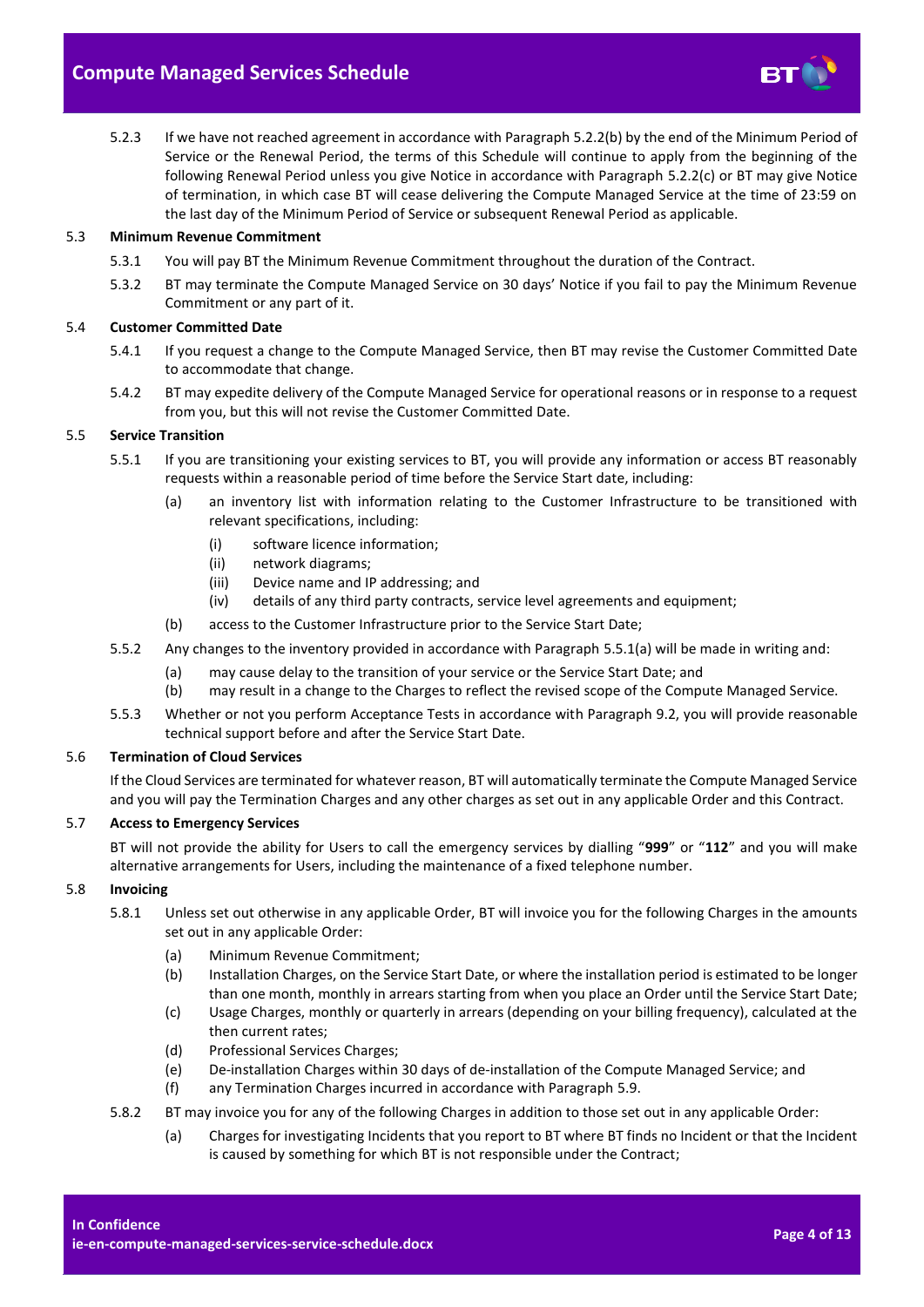5.2.3 If we have not reached agreement in accordance with Paragraph 5.2.2(b) by the end of the Minimum Period of Service or the Renewal Period, the terms of this Schedule will continue to apply from the beginning of the following Renewal Period unless you give Notice in accordance with Paragraph 5.2.2(c) or BT may give Notice of termination, in which case BT will cease delivering the Compute Managed Service at the time of 23:59 on the last day of the Minimum Period of Service or subsequent Renewal Period as applicable.

**5.3 Minimum Revenue Commitment**

5.3.1 You will pay BT the Minimum Revenue Commitment throughout the duration of the Contract.

5.3.2 BT may terminate the Compute Managed Service on 30 days' Notice if you fail to pay the Minimum Revenue Commitment or any part of it.

**5.4 Customer Committed Date**

5.4.1 If you request a change to the Compute Managed Service, then BT may revise the Customer Committed Date to accommodate that change.

5.4.2 BT may expedite delivery of the Compute Managed Service for operational reasons or in response to a request from you, but this will not revise the Customer Committed Date.

**5.5 Service Transition**

5.5.1 If you are transitioning your existing services to BT, you will provide any information or access BT reasonably requests within a reasonable period of time before the Service Start date, including:

(a) an inventory list with information relating to the Customer Infrastructure to be transitioned with relevant specifications, including:

(i) software licence information;
(ii) network diagrams;
(iii) Device name and IP addressing; and
(iv) details of any third party contracts, service level agreements and equipment;

(b) access to the Customer Infrastructure prior to the Service Start Date;

5.5.2 Any changes to the inventory provided in accordance with Paragraph 5.5.1(a) will be made in writing and:

(a) may cause delay to the transition of your service or the Service Start Date; and
(b) may result in a change to the Charges to reflect the revised scope of the Compute Managed Service.

5.5.3 Whether or not you perform Acceptance Tests in accordance with Paragraph 9.2, you will provide reasonable technical support before and after the Service Start Date.

**5.6 Termination of Cloud Services**

If the Cloud Services are terminated for whatever reason, BT will automatically terminate the Compute Managed Service and you will pay the Termination Charges and any other charges as set out in any applicable Order and this Contract.

**5.7 Access to Emergency Services**

BT will not provide the ability for Users to call the emergency services by dialling "**999**" or "**112**" and you will make alternative arrangements for Users, including the maintenance of a fixed telephone number.

**5.8 Invoicing**

5.8.1 Unless set out otherwise in any applicable Order, BT will invoice you for the following Charges in the amounts set out in any applicable Order:

(a) Minimum Revenue Commitment;
(b) Installation Charges, on the Service Start Date, or where the installation period is estimated to be longer than one month, monthly in arrears starting from when you place an Order until the Service Start Date;
(c) Usage Charges, monthly or quarterly in arrears (depending on your billing frequency), calculated at the then current rates;
(d) Professional Services Charges;
(e) De-installation Charges within 30 days of de-installation of the Compute Managed Service; and
(f) any Termination Charges incurred in accordance with Paragraph 5.9.

5.8.2 BT may invoice you for any of the following Charges in addition to those set out in any applicable Order:

(a) Charges for investigating Incidents that you report to BT where BT finds no Incident or that the Incident is caused by something for which BT is not responsible under the Contract;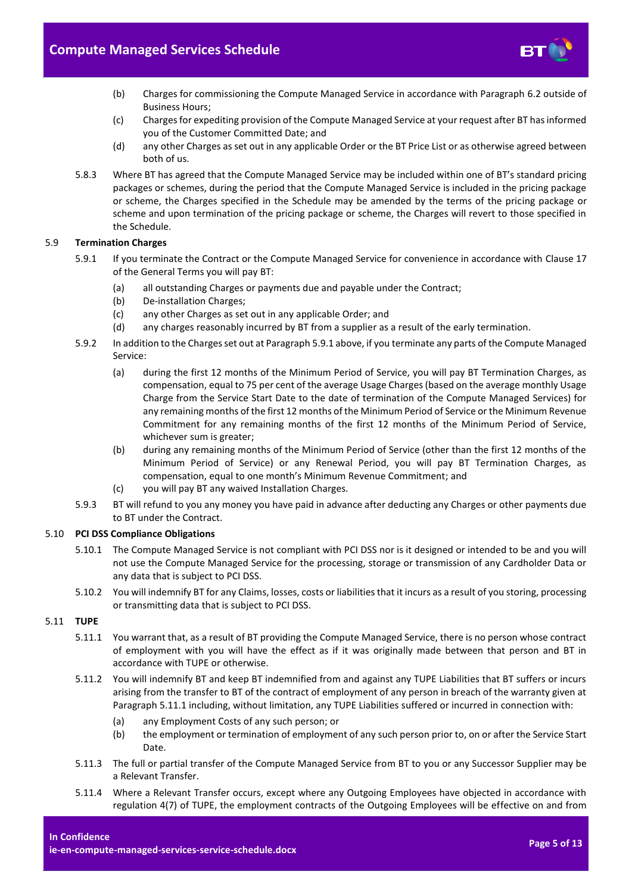(b) Charges for commissioning the Compute Managed Service in accordance with Paragraph 6.2 outside of Business Hours;

(c) Charges for expediting provision of the Compute Managed Service at your request after BT has informed you of the Customer Committed Date; and

(d) any other Charges as set out in any applicable Order or the BT Price List or as otherwise agreed between both of us.

5.8.3 Where BT has agreed that the Compute Managed Service may be included within one of BT's standard pricing packages or schemes, during the period that the Compute Managed Service is included in the pricing package or scheme, the Charges specified in the Schedule may be amended by the terms of the pricing package or scheme and upon termination of the pricing package or scheme, the Charges will revert to those specified in the Schedule.

5.9 **Termination Charges**

5.9.1 If you terminate the Contract or the Compute Managed Service for convenience in accordance with Clause 17 of the General Terms you will pay BT:

(a) all outstanding Charges or payments due and payable under the Contract;

(b) De-installation Charges;

(c) any other Charges as set out in any applicable Order; and

(d) any charges reasonably incurred by BT from a supplier as a result of the early termination.

5.9.2 In addition to the Charges set out at Paragraph 5.9.1 above, if you terminate any parts of the Compute Managed Service:

(a) during the first 12 months of the Minimum Period of Service, you will pay BT Termination Charges, as compensation, equal to 75 per cent of the average Usage Charges (based on the average monthly Usage Charge from the Service Start Date to the date of termination of the Compute Managed Services) for any remaining months of the first 12 months of the Minimum Period of Service or the Minimum Revenue Commitment for any remaining months of the first 12 months of the Minimum Period of Service, whichever sum is greater;

(b) during any remaining months of the Minimum Period of Service (other than the first 12 months of the Minimum Period of Service) or any Renewal Period, you will pay BT Termination Charges, as compensation, equal to one month's Minimum Revenue Commitment; and

(c) you will pay BT any waived Installation Charges.

5.9.3 BT will refund to you any money you have paid in advance after deducting any Charges or other payments due to BT under the Contract.

5.10 **PCI DSS Compliance Obligations**

5.10.1 The Compute Managed Service is not compliant with PCI DSS nor is it designed or intended to be and you will not use the Compute Managed Service for the processing, storage or transmission of any Cardholder Data or any data that is subject to PCI DSS.

5.10.2 You will indemnify BT for any Claims, losses, costs or liabilities that it incurs as a result of you storing, processing or transmitting data that is subject to PCI DSS.

5.11 **TUPE**

5.11.1 You warrant that, as a result of BT providing the Compute Managed Service, there is no person whose contract of employment with you will have the effect as if it was originally made between that person and BT in accordance with TUPE or otherwise.

5.11.2 You will indemnify BT and keep BT indemnified from and against any TUPE Liabilities that BT suffers or incurs arising from the transfer to BT of the contract of employment of any person in breach of the warranty given at Paragraph 5.11.1 including, without limitation, any TUPE Liabilities suffered or incurred in connection with:

(a) any Employment Costs of any such person; or

(b) the employment or termination of employment of any such person prior to, on or after the Service Start Date.

5.11.3 The full or partial transfer of the Compute Managed Service from BT to you or any Successor Supplier may be a Relevant Transfer.

5.11.4 Where a Relevant Transfer occurs, except where any Outgoing Employees have objected in accordance with regulation 4(7) of TUPE, the employment contracts of the Outgoing Employees will be effective on and from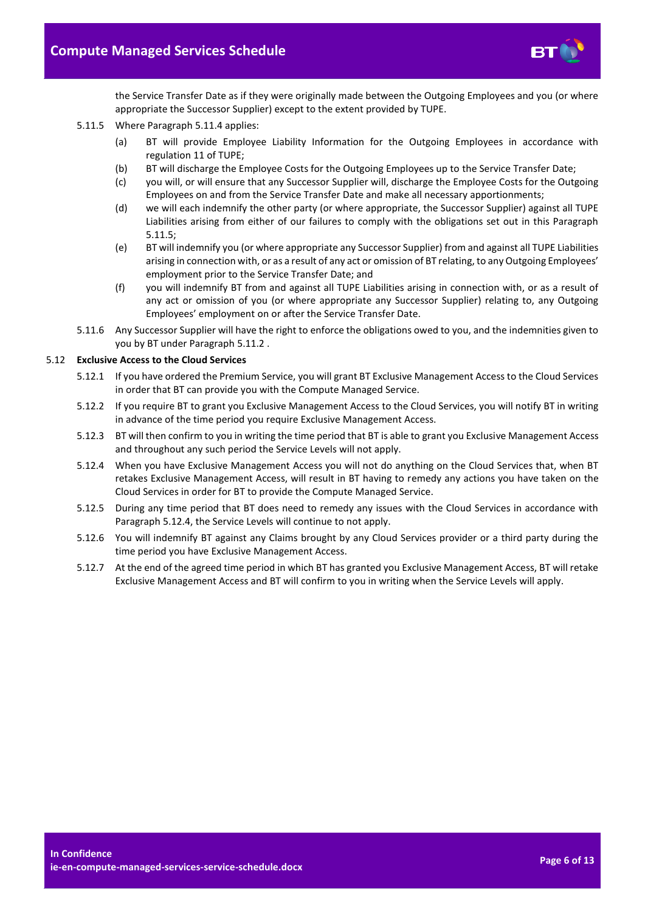the Service Transfer Date as if they were originally made between the Outgoing Employees and you (or where appropriate the Successor Supplier) except to the extent provided by TUPE.

5.11.5 Where Paragraph 5.11.4 applies:

(a) BT will provide Employee Liability Information for the Outgoing Employees in accordance with regulation 11 of TUPE;

(b) BT will discharge the Employee Costs for the Outgoing Employees up to the Service Transfer Date;

(c) you will, or will ensure that any Successor Supplier will, discharge the Employee Costs for the Outgoing Employees on and from the Service Transfer Date and make all necessary apportionments;

(d) we will each indemnify the other party (or where appropriate, the Successor Supplier) against all TUPE Liabilities arising from either of our failures to comply with the obligations set out in this Paragraph 5.11.5;

(e) BT will indemnify you (or where appropriate any Successor Supplier) from and against all TUPE Liabilities arising in connection with, or as a result of any act or omission of BT relating, to any Outgoing Employees' employment prior to the Service Transfer Date; and

(f) you will indemnify BT from and against all TUPE Liabilities arising in connection with, or as a result of any act or omission of you (or where appropriate any Successor Supplier) relating to, any Outgoing Employees' employment on or after the Service Transfer Date.

5.11.6 Any Successor Supplier will have the right to enforce the obligations owed to you, and the indemnities given to you by BT under Paragraph 5.11.2 .

## 5.12 Exclusive Access to the Cloud Services

5.12.1 If you have ordered the Premium Service, you will grant BT Exclusive Management Access to the Cloud Services in order that BT can provide you with the Compute Managed Service.

5.12.2 If you require BT to grant you Exclusive Management Access to the Cloud Services, you will notify BT in writing in advance of the time period you require Exclusive Management Access.

5.12.3 BT will then confirm to you in writing the time period that BT is able to grant you Exclusive Management Access and throughout any such period the Service Levels will not apply.

5.12.4 When you have Exclusive Management Access you will not do anything on the Cloud Services that, when BT retakes Exclusive Management Access, will result in BT having to remedy any actions you have taken on the Cloud Services in order for BT to provide the Compute Managed Service.

5.12.5 During any time period that BT does need to remedy any issues with the Cloud Services in accordance with Paragraph 5.12.4, the Service Levels will continue to not apply.

5.12.6 You will indemnify BT against any Claims brought by any Cloud Services provider or a third party during the time period you have Exclusive Management Access.

5.12.7 At the end of the agreed time period in which BT has granted you Exclusive Management Access, BT will retake Exclusive Management Access and BT will confirm to you in writing when the Service Levels will apply.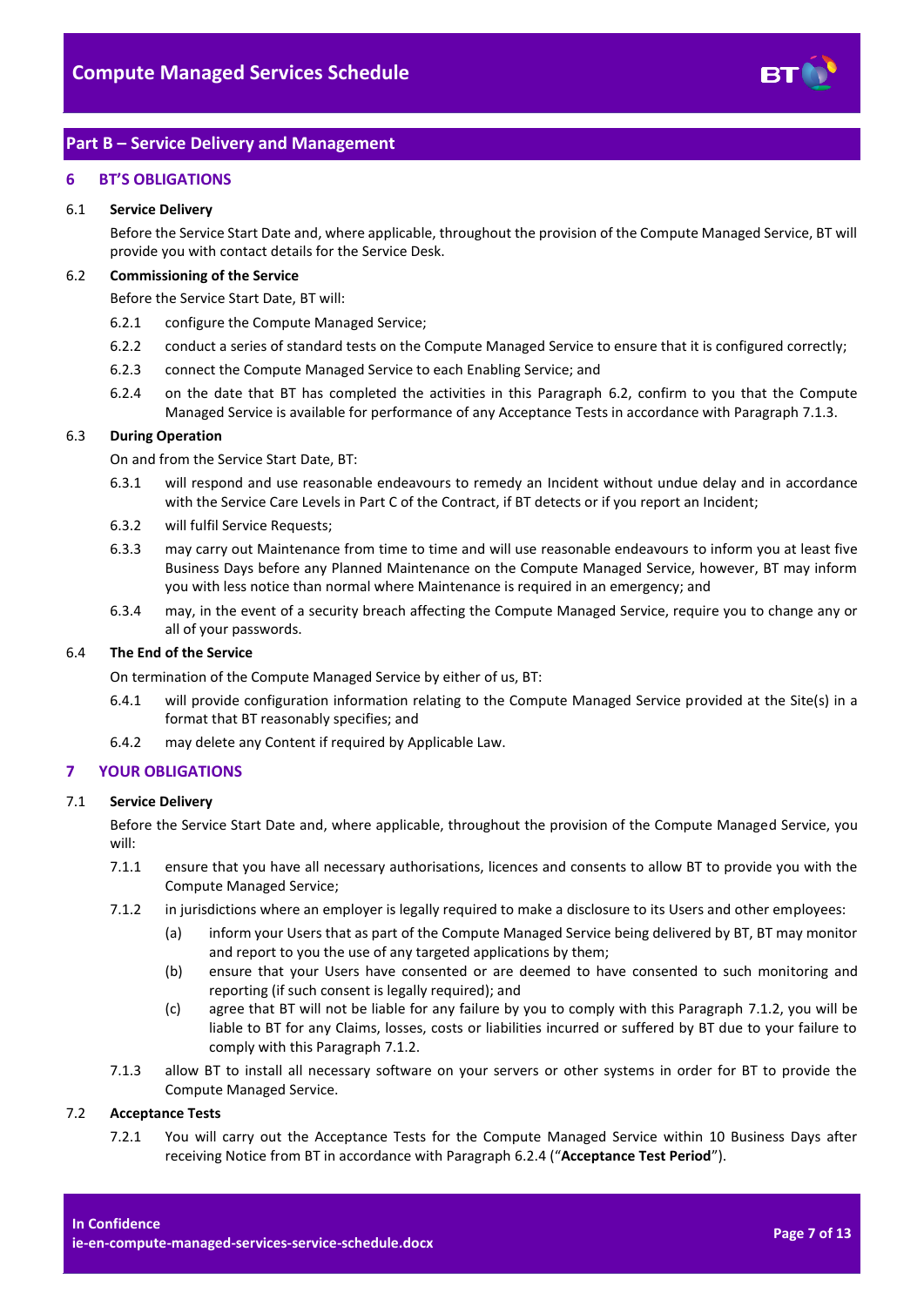## Part B – Service Delivery and Management

### 6 BT'S OBLIGATIONS

6.1 **Service Delivery**

Before the Service Start Date and, where applicable, throughout the provision of the Compute Managed Service, BT will provide you with contact details for the Service Desk.

6.2 **Commissioning of the Service**

Before the Service Start Date, BT will:

6.2.1 configure the Compute Managed Service;

6.2.2 conduct a series of standard tests on the Compute Managed Service to ensure that it is configured correctly;

6.2.3 connect the Compute Managed Service to each Enabling Service; and

6.2.4 on the date that BT has completed the activities in this Paragraph 6.2, confirm to you that the Compute Managed Service is available for performance of any Acceptance Tests in accordance with Paragraph 7.1.3.

6.3 **During Operation**

On and from the Service Start Date, BT:

6.3.1 will respond and use reasonable endeavours to remedy an Incident without undue delay and in accordance with the Service Care Levels in Part C of the Contract, if BT detects or if you report an Incident;

6.3.2 will fulfil Service Requests;

6.3.3 may carry out Maintenance from time to time and will use reasonable endeavours to inform you at least five Business Days before any Planned Maintenance on the Compute Managed Service, however, BT may inform you with less notice than normal where Maintenance is required in an emergency; and

6.3.4 may, in the event of a security breach affecting the Compute Managed Service, require you to change any or all of your passwords.

6.4 **The End of the Service**

On termination of the Compute Managed Service by either of us, BT:

6.4.1 will provide configuration information relating to the Compute Managed Service provided at the Site(s) in a format that BT reasonably specifies; and

6.4.2 may delete any Content if required by Applicable Law.

### 7 YOUR OBLIGATIONS

7.1 **Service Delivery**

Before the Service Start Date and, where applicable, throughout the provision of the Compute Managed Service, you will:

7.1.1 ensure that you have all necessary authorisations, licences and consents to allow BT to provide you with the Compute Managed Service;

7.1.2 in jurisdictions where an employer is legally required to make a disclosure to its Users and other employees:

(a) inform your Users that as part of the Compute Managed Service being delivered by BT, BT may monitor and report to you the use of any targeted applications by them;

(b) ensure that your Users have consented or are deemed to have consented to such monitoring and reporting (if such consent is legally required); and

(c) agree that BT will not be liable for any failure by you to comply with this Paragraph 7.1.2, you will be liable to BT for any Claims, losses, costs or liabilities incurred or suffered by BT due to your failure to comply with this Paragraph 7.1.2.

7.1.3 allow BT to install all necessary software on your servers or other systems in order for BT to provide the Compute Managed Service.

7.2 **Acceptance Tests**

7.2.1 You will carry out the Acceptance Tests for the Compute Managed Service within 10 Business Days after receiving Notice from BT in accordance with Paragraph 6.2.4 ("**Acceptance Test Period**").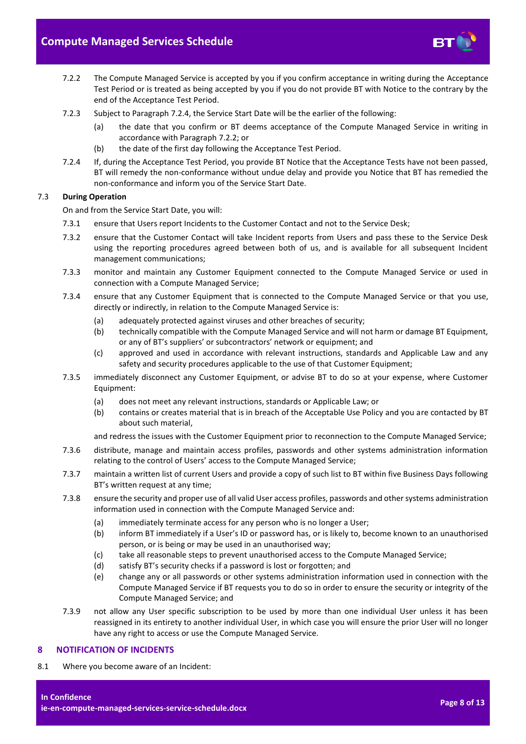7.2.2 The Compute Managed Service is accepted by you if you confirm acceptance in writing during the Acceptance Test Period or is treated as being accepted by you if you do not provide BT with Notice to the contrary by the end of the Acceptance Test Period.

7.2.3 Subject to Paragraph 7.2.4, the Service Start Date will be the earlier of the following:

- (a) the date that you confirm or BT deems acceptance of the Compute Managed Service in writing in accordance with Paragraph 7.2.2; or
- (b) the date of the first day following the Acceptance Test Period.

7.2.4 If, during the Acceptance Test Period, you provide BT Notice that the Acceptance Tests have not been passed, BT will remedy the non-conformance without undue delay and provide you Notice that BT has remedied the non-conformance and inform you of the Service Start Date.

7.3 **During Operation**

On and from the Service Start Date, you will:

7.3.1 ensure that Users report Incidents to the Customer Contact and not to the Service Desk;

7.3.2 ensure that the Customer Contact will take Incident reports from Users and pass these to the Service Desk using the reporting procedures agreed between both of us, and is available for all subsequent Incident management communications;

7.3.3 monitor and maintain any Customer Equipment connected to the Compute Managed Service or used in connection with a Compute Managed Service;

7.3.4 ensure that any Customer Equipment that is connected to the Compute Managed Service or that you use, directly or indirectly, in relation to the Compute Managed Service is:

- (a) adequately protected against viruses and other breaches of security;
- (b) technically compatible with the Compute Managed Service and will not harm or damage BT Equipment, or any of BT's suppliers' or subcontractors' network or equipment; and
- (c) approved and used in accordance with relevant instructions, standards and Applicable Law and any safety and security procedures applicable to the use of that Customer Equipment;

7.3.5 immediately disconnect any Customer Equipment, or advise BT to do so at your expense, where Customer Equipment:

- (a) does not meet any relevant instructions, standards or Applicable Law; or
- (b) contains or creates material that is in breach of the Acceptable Use Policy and you are contacted by BT about such material,

and redress the issues with the Customer Equipment prior to reconnection to the Compute Managed Service;

7.3.6 distribute, manage and maintain access profiles, passwords and other systems administration information relating to the control of Users' access to the Compute Managed Service;

7.3.7 maintain a written list of current Users and provide a copy of such list to BT within five Business Days following BT's written request at any time;

7.3.8 ensure the security and proper use of all valid User access profiles, passwords and other systems administration information used in connection with the Compute Managed Service and:

- (a) immediately terminate access for any person who is no longer a User;
- (b) inform BT immediately if a User's ID or password has, or is likely to, become known to an unauthorised person, or is being or may be used in an unauthorised way;
- (c) take all reasonable steps to prevent unauthorised access to the Compute Managed Service;
- (d) satisfy BT's security checks if a password is lost or forgotten; and
- (e) change any or all passwords or other systems administration information used in connection with the Compute Managed Service if BT requests you to do so in order to ensure the security or integrity of the Compute Managed Service; and

7.3.9 not allow any User specific subscription to be used by more than one individual User unless it has been reassigned in its entirety to another individual User, in which case you will ensure the prior User will no longer have any right to access or use the Compute Managed Service.

## 8 NOTIFICATION OF INCIDENTS

8.1 Where you become aware of an Incident: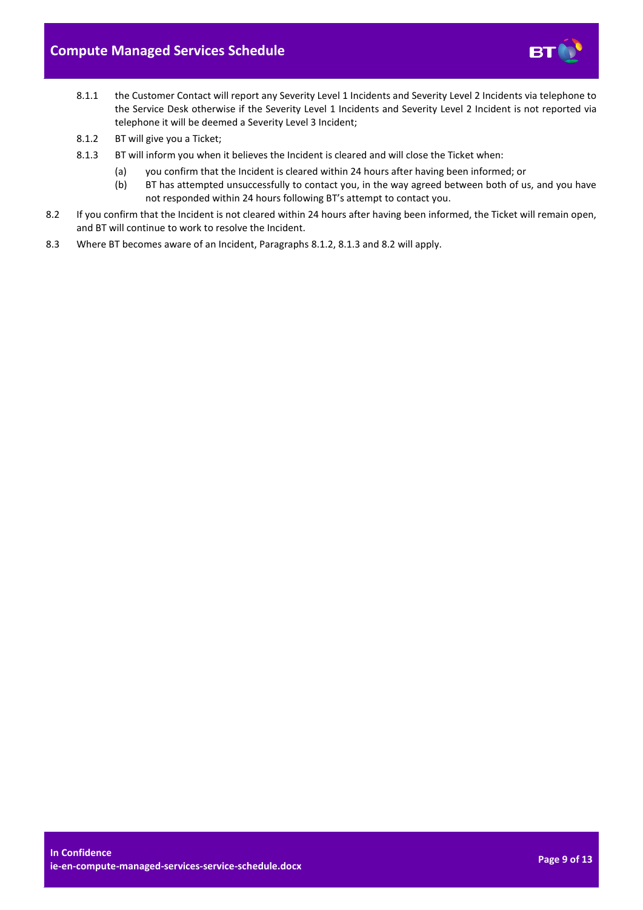8.1.1 the Customer Contact will report any Severity Level 1 Incidents and Severity Level 2 Incidents via telephone to the Service Desk otherwise if the Severity Level 1 Incidents and Severity Level 2 Incident is not reported via telephone it will be deemed a Severity Level 3 Incident;

8.1.2 BT will give you a Ticket;

8.1.3 BT will inform you when it believes the Incident is cleared and will close the Ticket when:

(a) you confirm that the Incident is cleared within 24 hours after having been informed; or

(b) BT has attempted unsuccessfully to contact you, in the way agreed between both of us, and you have not responded within 24 hours following BT's attempt to contact you.

8.2 If you confirm that the Incident is not cleared within 24 hours after having been informed, the Ticket will remain open, and BT will continue to work to resolve the Incident.

8.3 Where BT becomes aware of an Incident, Paragraphs 8.1.2, 8.1.3 and 8.2 will apply.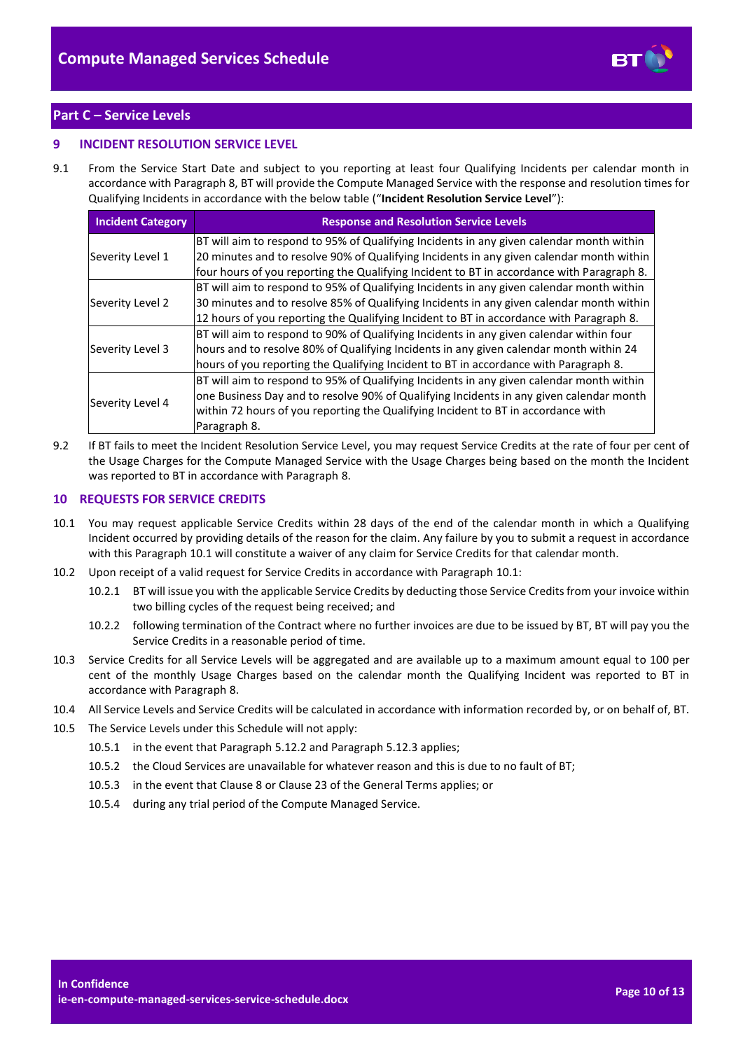## Part C – Service Levels

### 9 INCIDENT RESOLUTION SERVICE LEVEL

9.1 From the Service Start Date and subject to you reporting at least four Qualifying Incidents per calendar month in accordance with Paragraph 8, BT will provide the Compute Managed Service with the response and resolution times for Qualifying Incidents in accordance with the below table ("**Incident Resolution Service Level**"):

| Incident Category | Response and Resolution Service Levels |
|---|---|
| Severity Level 1 | BT will aim to respond to 95% of Qualifying Incidents in any given calendar month within 20 minutes and to resolve 90% of Qualifying Incidents in any given calendar month within four hours of you reporting the Qualifying Incident to BT in accordance with Paragraph 8. |
| Severity Level 2 | BT will aim to respond to 95% of Qualifying Incidents in any given calendar month within 30 minutes and to resolve 85% of Qualifying Incidents in any given calendar month within 12 hours of you reporting the Qualifying Incident to BT in accordance with Paragraph 8. |
| Severity Level 3 | BT will aim to respond to 90% of Qualifying Incidents in any given calendar within four hours and to resolve 80% of Qualifying Incidents in any given calendar month within 24 hours of you reporting the Qualifying Incident to BT in accordance with Paragraph 8. |
| Severity Level 4 | BT will aim to respond to 95% of Qualifying Incidents in any given calendar month within one Business Day and to resolve 90% of Qualifying Incidents in any given calendar month within 72 hours of you reporting the Qualifying Incident to BT in accordance with Paragraph 8. |

9.2 If BT fails to meet the Incident Resolution Service Level, you may request Service Credits at the rate of four per cent of the Usage Charges for the Compute Managed Service with the Usage Charges being based on the month the Incident was reported to BT in accordance with Paragraph 8.

### 10 REQUESTS FOR SERVICE CREDITS

10.1 You may request applicable Service Credits within 28 days of the end of the calendar month in which a Qualifying Incident occurred by providing details of the reason for the claim. Any failure by you to submit a request in accordance with this Paragraph 10.1 will constitute a waiver of any claim for Service Credits for that calendar month.

10.2 Upon receipt of a valid request for Service Credits in accordance with Paragraph 10.1:

10.2.1 BT will issue you with the applicable Service Credits by deducting those Service Credits from your invoice within two billing cycles of the request being received; and

10.2.2 following termination of the Contract where no further invoices are due to be issued by BT, BT will pay you the Service Credits in a reasonable period of time.

10.3 Service Credits for all Service Levels will be aggregated and are available up to a maximum amount equal to 100 per cent of the monthly Usage Charges based on the calendar month the Qualifying Incident was reported to BT in accordance with Paragraph 8.

10.4 All Service Levels and Service Credits will be calculated in accordance with information recorded by, or on behalf of, BT.

10.5 The Service Levels under this Schedule will not apply:

10.5.1 in the event that Paragraph 5.12.2 and Paragraph 5.12.3 applies;

10.5.2 the Cloud Services are unavailable for whatever reason and this is due to no fault of BT;

10.5.3 in the event that Clause 8 or Clause 23 of the General Terms applies; or

10.5.4 during any trial period of the Compute Managed Service.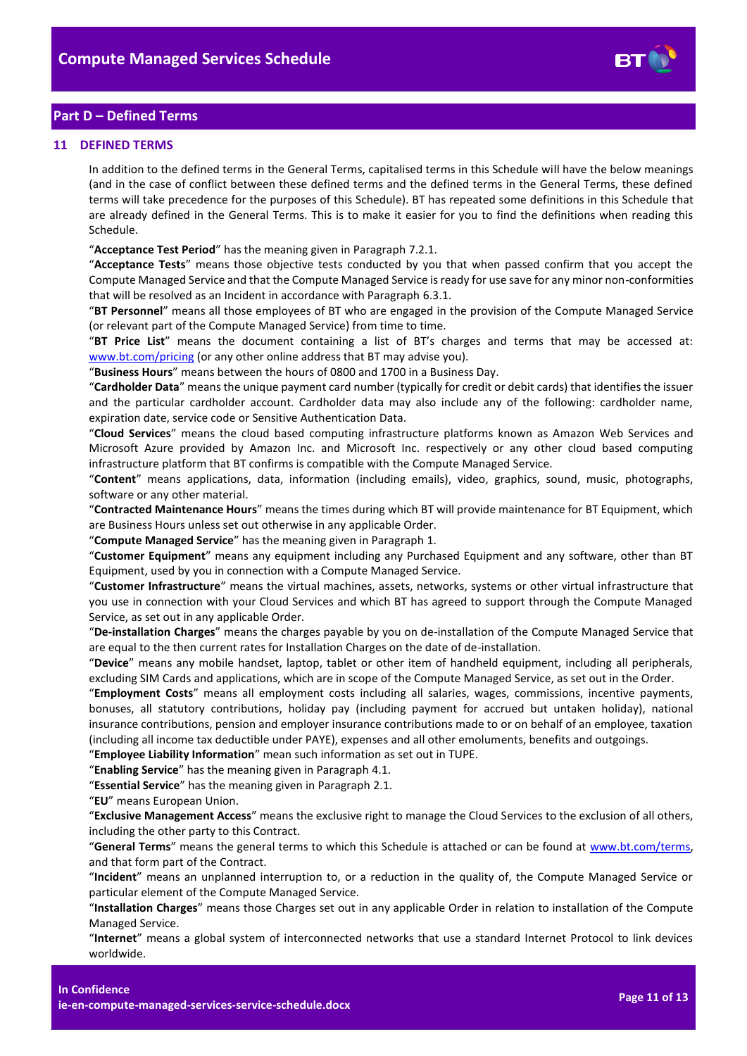## Part D – Defined Terms

### 11 DEFINED TERMS

In addition to the defined terms in the General Terms, capitalised terms in this Schedule will have the below meanings (and in the case of conflict between these defined terms and the defined terms in the General Terms, these defined terms will take precedence for the purposes of this Schedule). BT has repeated some definitions in this Schedule that are already defined in the General Terms. This is to make it easier for you to find the definitions when reading this Schedule.

"**Acceptance Test Period**" has the meaning given in Paragraph 7.2.1.

"**Acceptance Tests**" means those objective tests conducted by you that when passed confirm that you accept the Compute Managed Service and that the Compute Managed Service is ready for use save for any minor non-conformities that will be resolved as an Incident in accordance with Paragraph 6.3.1.

"**BT Personnel**" means all those employees of BT who are engaged in the provision of the Compute Managed Service (or relevant part of the Compute Managed Service) from time to time.

"**BT Price List**" means the document containing a list of BT's charges and terms that may be accessed at: www.bt.com/pricing (or any other online address that BT may advise you).

"**Business Hours**" means between the hours of 0800 and 1700 in a Business Day.

"**Cardholder Data**" means the unique payment card number (typically for credit or debit cards) that identifies the issuer and the particular cardholder account. Cardholder data may also include any of the following: cardholder name, expiration date, service code or Sensitive Authentication Data.

"**Cloud Services**" means the cloud based computing infrastructure platforms known as Amazon Web Services and Microsoft Azure provided by Amazon Inc. and Microsoft Inc. respectively or any other cloud based computing infrastructure platform that BT confirms is compatible with the Compute Managed Service.

"**Content**" means applications, data, information (including emails), video, graphics, sound, music, photographs, software or any other material.

"**Contracted Maintenance Hours**" means the times during which BT will provide maintenance for BT Equipment, which are Business Hours unless set out otherwise in any applicable Order.

"**Compute Managed Service**" has the meaning given in Paragraph 1.

"**Customer Equipment**" means any equipment including any Purchased Equipment and any software, other than BT Equipment, used by you in connection with a Compute Managed Service.

"**Customer Infrastructure**" means the virtual machines, assets, networks, systems or other virtual infrastructure that you use in connection with your Cloud Services and which BT has agreed to support through the Compute Managed Service, as set out in any applicable Order.

"**De-installation Charges**" means the charges payable by you on de-installation of the Compute Managed Service that are equal to the then current rates for Installation Charges on the date of de-installation.

"**Device**" means any mobile handset, laptop, tablet or other item of handheld equipment, including all peripherals, excluding SIM Cards and applications, which are in scope of the Compute Managed Service, as set out in the Order.

"**Employment Costs**" means all employment costs including all salaries, wages, commissions, incentive payments, bonuses, all statutory contributions, holiday pay (including payment for accrued but untaken holiday), national insurance contributions, pension and employer insurance contributions made to or on behalf of an employee, taxation (including all income tax deductible under PAYE), expenses and all other emoluments, benefits and outgoings.

"**Employee Liability Information**" mean such information as set out in TUPE.

"**Enabling Service**" has the meaning given in Paragraph 4.1.

"**Essential Service**" has the meaning given in Paragraph 2.1.

"**EU**" means European Union.

"**Exclusive Management Access**" means the exclusive right to manage the Cloud Services to the exclusion of all others, including the other party to this Contract.

"**General Terms**" means the general terms to which this Schedule is attached or can be found at www.bt.com/terms, and that form part of the Contract.

"**Incident**" means an unplanned interruption to, or a reduction in the quality of, the Compute Managed Service or particular element of the Compute Managed Service.

"**Installation Charges**" means those Charges set out in any applicable Order in relation to installation of the Compute Managed Service.

"**Internet**" means a global system of interconnected networks that use a standard Internet Protocol to link devices worldwide.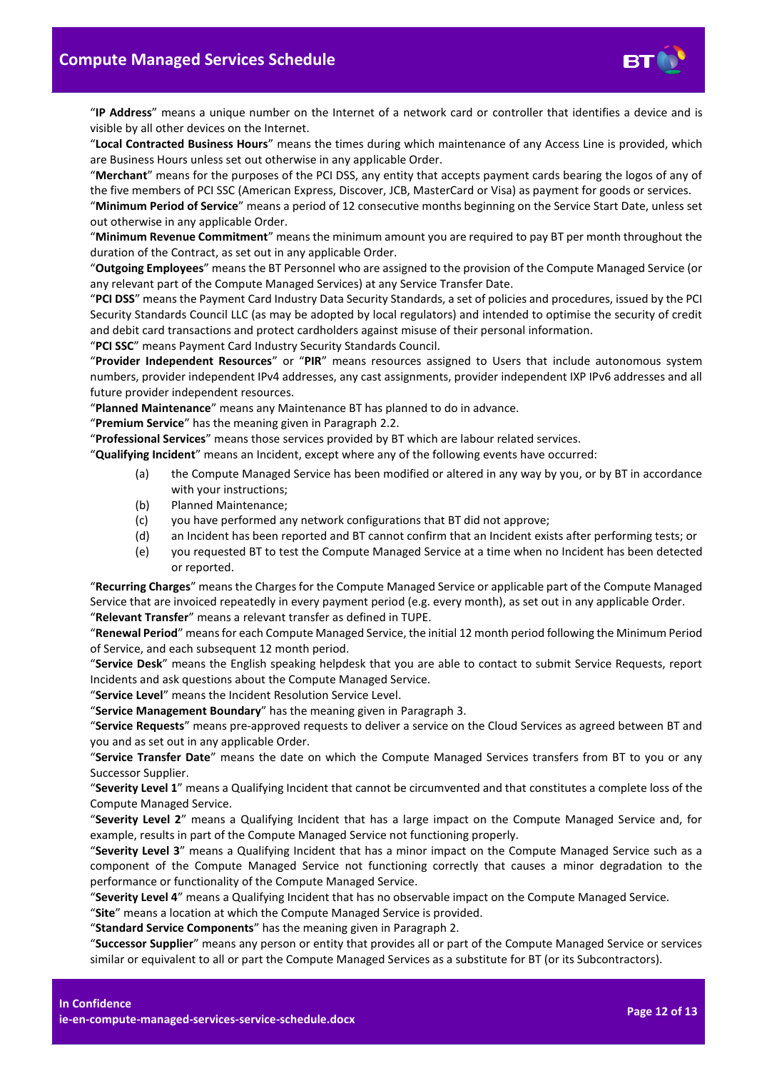"**IP Address**" means a unique number on the Internet of a network card or controller that identifies a device and is visible by all other devices on the Internet.

"**Local Contracted Business Hours**" means the times during which maintenance of any Access Line is provided, which are Business Hours unless set out otherwise in any applicable Order.

"**Merchant**" means for the purposes of the PCI DSS, any entity that accepts payment cards bearing the logos of any of the five members of PCI SSC (American Express, Discover, JCB, MasterCard or Visa) as payment for goods or services.

"**Minimum Period of Service**" means a period of 12 consecutive months beginning on the Service Start Date, unless set out otherwise in any applicable Order.

"**Minimum Revenue Commitment**" means the minimum amount you are required to pay BT per month throughout the duration of the Contract, as set out in any applicable Order.

"**Outgoing Employees**" means the BT Personnel who are assigned to the provision of the Compute Managed Service (or any relevant part of the Compute Managed Services) at any Service Transfer Date.

"**PCI DSS**" means the Payment Card Industry Data Security Standards, a set of policies and procedures, issued by the PCI Security Standards Council LLC (as may be adopted by local regulators) and intended to optimise the security of credit and debit card transactions and protect cardholders against misuse of their personal information.

"**PCI SSC**" means Payment Card Industry Security Standards Council.

"**Provider Independent Resources**" or "**PIR**" means resources assigned to Users that include autonomous system numbers, provider independent IPv4 addresses, any cast assignments, provider independent IXP IPv6 addresses and all future provider independent resources.

"**Planned Maintenance**" means any Maintenance BT has planned to do in advance.

"**Premium Service**" has the meaning given in Paragraph 2.2.

"**Professional Services**" means those services provided by BT which are labour related services.

"**Qualifying Incident**" means an Incident, except where any of the following events have occurred:

(a) the Compute Managed Service has been modified or altered in any way by you, or by BT in accordance with your instructions;

(b) Planned Maintenance;

(c) you have performed any network configurations that BT did not approve;

(d) an Incident has been reported and BT cannot confirm that an Incident exists after performing tests; or

(e) you requested BT to test the Compute Managed Service at a time when no Incident has been detected or reported.

"**Recurring Charges**" means the Charges for the Compute Managed Service or applicable part of the Compute Managed Service that are invoiced repeatedly in every payment period (e.g. every month), as set out in any applicable Order.

"**Relevant Transfer**" means a relevant transfer as defined in TUPE.

"**Renewal Period**" means for each Compute Managed Service, the initial 12 month period following the Minimum Period of Service, and each subsequent 12 month period.

"**Service Desk**" means the English speaking helpdesk that you are able to contact to submit Service Requests, report Incidents and ask questions about the Compute Managed Service.

"**Service Level**" means the Incident Resolution Service Level.

"**Service Management Boundary**" has the meaning given in Paragraph 3.

"**Service Requests**" means pre-approved requests to deliver a service on the Cloud Services as agreed between BT and you and as set out in any applicable Order.

"**Service Transfer Date**" means the date on which the Compute Managed Services transfers from BT to you or any Successor Supplier.

"**Severity Level 1**" means a Qualifying Incident that cannot be circumvented and that constitutes a complete loss of the Compute Managed Service.

"**Severity Level 2**" means a Qualifying Incident that has a large impact on the Compute Managed Service and, for example, results in part of the Compute Managed Service not functioning properly.

"**Severity Level 3**" means a Qualifying Incident that has a minor impact on the Compute Managed Service such as a component of the Compute Managed Service not functioning correctly that causes a minor degradation to the performance or functionality of the Compute Managed Service.

"**Severity Level 4**" means a Qualifying Incident that has no observable impact on the Compute Managed Service.

"**Site**" means a location at which the Compute Managed Service is provided.

"**Standard Service Components**" has the meaning given in Paragraph 2.

"**Successor Supplier**" means any person or entity that provides all or part of the Compute Managed Service or services similar or equivalent to all or part the Compute Managed Services as a substitute for BT (or its Subcontractors).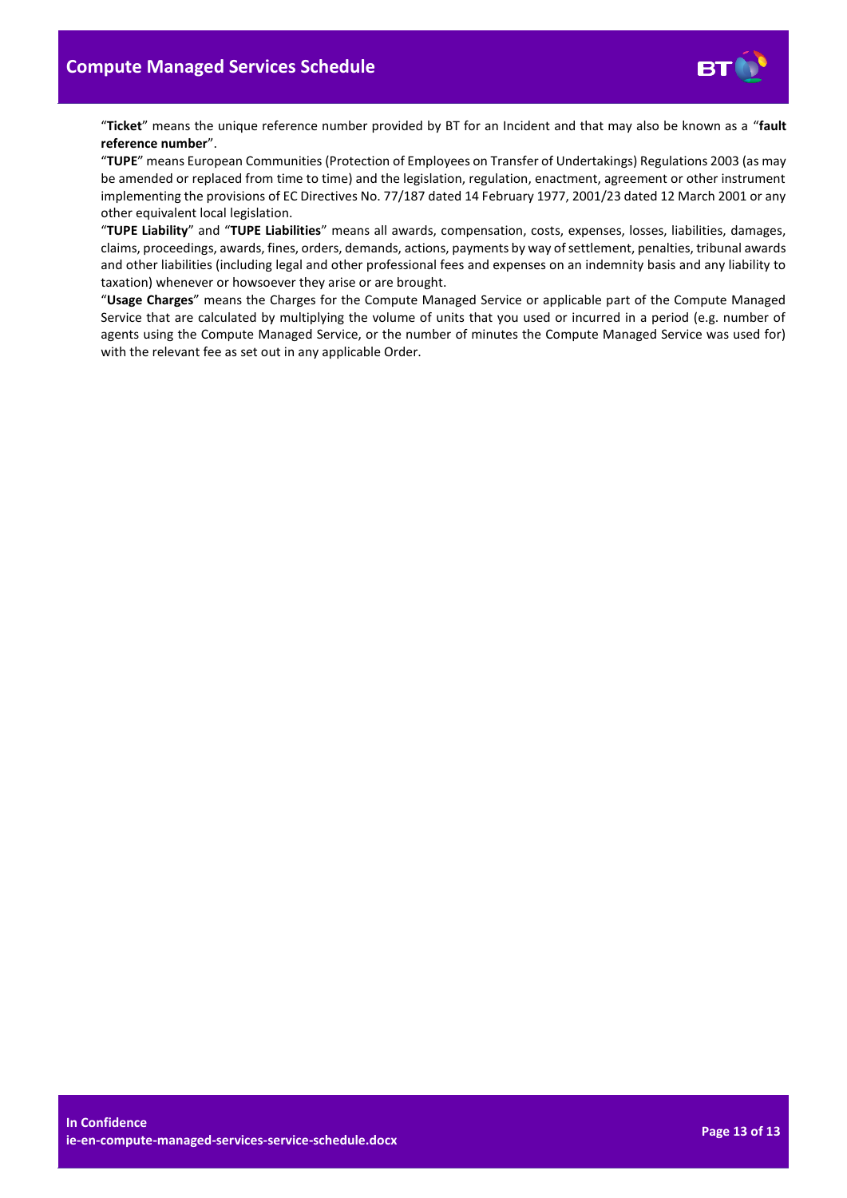"**Ticket**" means the unique reference number provided by BT for an Incident and that may also be known as a "**fault reference number**".

"**TUPE**" means European Communities (Protection of Employees on Transfer of Undertakings) Regulations 2003 (as may be amended or replaced from time to time) and the legislation, regulation, enactment, agreement or other instrument implementing the provisions of EC Directives No. 77/187 dated 14 February 1977, 2001/23 dated 12 March 2001 or any other equivalent local legislation.

"**TUPE Liability**" and "**TUPE Liabilities**" means all awards, compensation, costs, expenses, losses, liabilities, damages, claims, proceedings, awards, fines, orders, demands, actions, payments by way of settlement, penalties, tribunal awards and other liabilities (including legal and other professional fees and expenses on an indemnity basis and any liability to taxation) whenever or howsoever they arise or are brought.

"**Usage Charges**" means the Charges for the Compute Managed Service or applicable part of the Compute Managed Service that are calculated by multiplying the volume of units that you used or incurred in a period (e.g. number of agents using the Compute Managed Service, or the number of minutes the Compute Managed Service was used for) with the relevant fee as set out in any applicable Order.